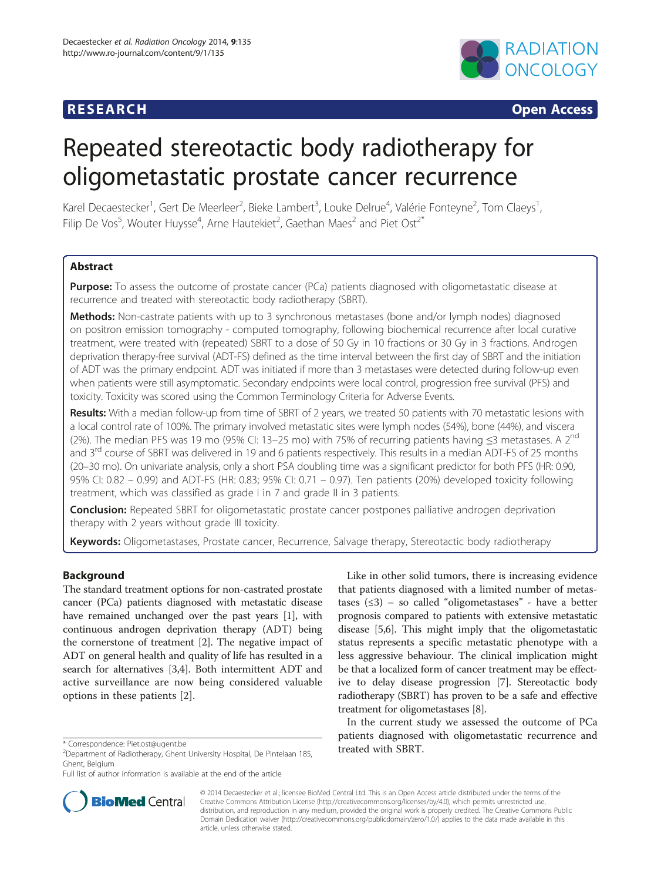**RESEARCH** **Open Access**

# Repeated stereotactic body radiotherapy for oligometastatic prostate cancer recurrence

Karel Decaestecker[1], Gert De Meerleer[2], Bieke Lambert[3], Louke Delrue[4], Valérie Fonteyne[2], Tom Claeys[1], Filip De Vos[5], Wouter Huysse[4], Arne Hautekiet[2], Gaethan Maes[2] and Piet Ost[2*]

## Abstract

**Purpose:** To assess the outcome of prostate cancer (PCa) patients diagnosed with oligometastatic disease at recurrence and treated with stereotactic body radiotherapy (SBRT).

**Methods:** Non-castrate patients with up to 3 synchronous metastases (bone and/or lymph nodes) diagnosed on positron emission tomography - computed tomography, following biochemical recurrence after local curative treatment, were treated with (repeated) SBRT to a dose of 50 Gy in 10 fractions or 30 Gy in 3 fractions. Androgen deprivation therapy-free survival (ADT-FS) defined as the time interval between the first day of SBRT and the initiation of ADT was the primary endpoint. ADT was initiated if more than 3 metastases were detected during follow-up even when patients were still asymptomatic. Secondary endpoints were local control, progression free survival (PFS) and toxicity. Toxicity was scored using the Common Terminology Criteria for Adverse Events.

**Results:** With a median follow-up from time of SBRT of 2 years, we treated 50 patients with 70 metastatic lesions with a local control rate of 100%. The primary involved metastatic sites were lymph nodes (54%), bone (44%), and viscera (2%). The median PFS was 19 mo (95% CI: 13–25 mo) with 75% of recurring patients having ≤3 metastases. A 2nd and 3rd course of SBRT was delivered in 19 and 6 patients respectively. This results in a median ADT-FS of 25 months (20–30 mo). On univariate analysis, only a short PSA doubling time was a significant predictor for both PFS (HR: 0.90, 95% CI: 0.82 – 0.99) and ADT-FS (HR: 0.83; 95% CI: 0.71 – 0.97). Ten patients (20%) developed toxicity following treatment, which was classified as grade I in 7 and grade II in 3 patients.

**Conclusion:** Repeated SBRT for oligometastatic prostate cancer postpones palliative androgen deprivation therapy with 2 years without grade III toxicity.

**Keywords:** Oligometastases, Prostate cancer, Recurrence, Salvage therapy, Stereotactic body radiotherapy

## Background

The standard treatment options for non-castrated prostate cancer (PCa) patients diagnosed with metastatic disease have remained unchanged over the past years [1], with continuous androgen deprivation therapy (ADT) being the cornerstone of treatment [2]. The negative impact of ADT on general health and quality of life has resulted in a search for alternatives [3,4]. Both intermittent ADT and active surveillance are now being considered valuable options in these patients [2].

Like in other solid tumors, there is increasing evidence that patients diagnosed with a limited number of metastases (≤3) – so called "oligometastases" - have a better prognosis compared to patients with extensive metastatic disease [5,6]. This might imply that the oligometastatic status represents a specific metastatic phenotype with a less aggressive behaviour. The clinical implication might be that a localized form of cancer treatment may be effective to delay disease progression [7]. Stereotactic body radiotherapy (SBRT) has proven to be a safe and effective treatment for oligometastases [8].

In the current study we assessed the outcome of PCa patients diagnosed with oligometastatic recurrence and treated with SBRT.

\* Correspondence: Piet.ost@ugent.be
[2]Department of Radiotherapy, Ghent University Hospital, De Pintelaan 185, Ghent, Belgium
Full list of author information is available at the end of the article

© 2014 Decaestecker et al.; licensee BioMed Central Ltd. This is an Open Access article distributed under the terms of the Creative Commons Attribution License (http://creativecommons.org/licenses/by/4.0), which permits unrestricted use, distribution, and reproduction in any medium, provided the original work is properly credited. The Creative Commons Public Domain Dedication waiver (http://creativecommons.org/publicdomain/zero/1.0/) applies to the data made available in this article, unless otherwise stated.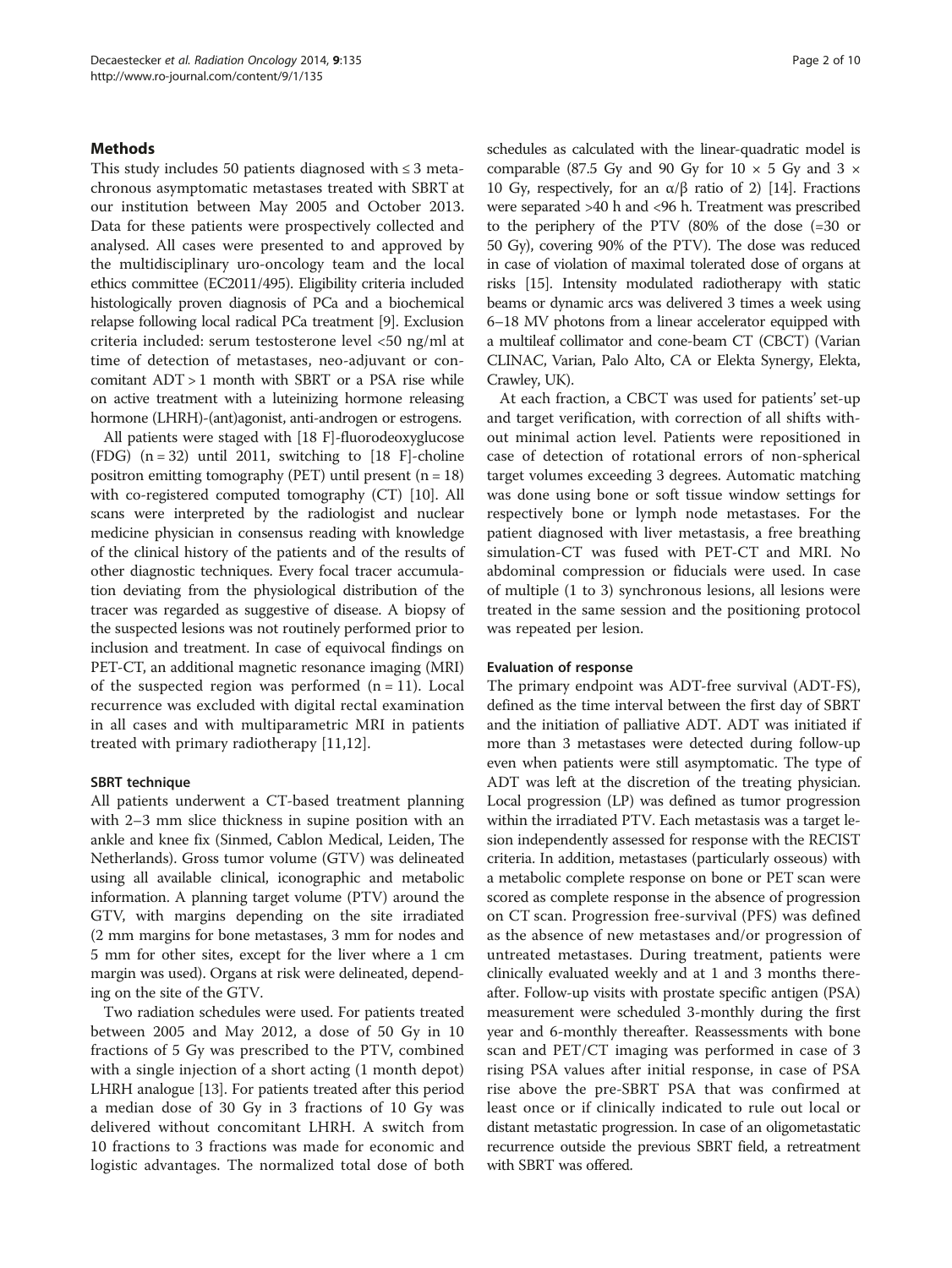## Methods

This study includes 50 patients diagnosed with ≤ 3 metachronous asymptomatic metastases treated with SBRT at our institution between May 2005 and October 2013. Data for these patients were prospectively collected and analysed. All cases were presented to and approved by the multidisciplinary uro-oncology team and the local ethics committee (EC2011/495). Eligibility criteria included histologically proven diagnosis of PCa and a biochemical relapse following local radical PCa treatment [9]. Exclusion criteria included: serum testosterone level <50 ng/ml at time of detection of metastases, neo-adjuvant or concomitant ADT > 1 month with SBRT or a PSA rise while on active treatment with a luteinizing hormone releasing hormone (LHRH)-(ant)agonist, anti-androgen or estrogens.

All patients were staged with [18 F]-fluorodeoxyglucose (FDG) (n = 32) until 2011, switching to [18 F]-choline positron emitting tomography (PET) until present (n = 18) with co-registered computed tomography (CT) [10]. All scans were interpreted by the radiologist and nuclear medicine physician in consensus reading with knowledge of the clinical history of the patients and of the results of other diagnostic techniques. Every focal tracer accumulation deviating from the physiological distribution of the tracer was regarded as suggestive of disease. A biopsy of the suspected lesions was not routinely performed prior to inclusion and treatment. In case of equivocal findings on PET-CT, an additional magnetic resonance imaging (MRI) of the suspected region was performed (n = 11). Local recurrence was excluded with digital rectal examination in all cases and with multiparametric MRI in patients treated with primary radiotherapy [11,12].

### SBRT technique

All patients underwent a CT-based treatment planning with 2–3 mm slice thickness in supine position with an ankle and knee fix (Sinmed, Cablon Medical, Leiden, The Netherlands). Gross tumor volume (GTV) was delineated using all available clinical, iconographic and metabolic information. A planning target volume (PTV) around the GTV, with margins depending on the site irradiated (2 mm margins for bone metastases, 3 mm for nodes and 5 mm for other sites, except for the liver where a 1 cm margin was used). Organs at risk were delineated, depending on the site of the GTV.

Two radiation schedules were used. For patients treated between 2005 and May 2012, a dose of 50 Gy in 10 fractions of 5 Gy was prescribed to the PTV, combined with a single injection of a short acting (1 month depot) LHRH analogue [13]. For patients treated after this period a median dose of 30 Gy in 3 fractions of 10 Gy was delivered without concomitant LHRH. A switch from 10 fractions to 3 fractions was made for economic and logistic advantages. The normalized total dose of both schedules as calculated with the linear-quadratic model is comparable (87.5 Gy and 90 Gy for 10 × 5 Gy and 3 × 10 Gy, respectively, for an $\alpha/\beta$ ratio of 2) [14]. Fractions were separated >40 h and <96 h. Treatment was prescribed to the periphery of the PTV (80% of the dose (=30 or 50 Gy), covering 90% of the PTV). The dose was reduced in case of violation of maximal tolerated dose of organs at risks [15]. Intensity modulated radiotherapy with static beams or dynamic arcs was delivered 3 times a week using 6–18 MV photons from a linear accelerator equipped with a multileaf collimator and cone-beam CT (CBCT) (Varian CLINAC, Varian, Palo Alto, CA or Elekta Synergy, Elekta, Crawley, UK).

At each fraction, a CBCT was used for patients' set-up and target verification, with correction of all shifts without minimal action level. Patients were repositioned in case of detection of rotational errors of non-spherical target volumes exceeding 3 degrees. Automatic matching was done using bone or soft tissue window settings for respectively bone or lymph node metastases. For the patient diagnosed with liver metastasis, a free breathing simulation-CT was fused with PET-CT and MRI. No abdominal compression or fiducials were used. In case of multiple (1 to 3) synchronous lesions, all lesions were treated in the same session and the positioning protocol was repeated per lesion.

### Evaluation of response

The primary endpoint was ADT-free survival (ADT-FS), defined as the time interval between the first day of SBRT and the initiation of palliative ADT. ADT was initiated if more than 3 metastases were detected during follow-up even when patients were still asymptomatic. The type of ADT was left at the discretion of the treating physician. Local progression (LP) was defined as tumor progression within the irradiated PTV. Each metastasis was a target lesion independently assessed for response with the RECIST criteria. In addition, metastases (particularly osseous) with a metabolic complete response on bone or PET scan were scored as complete response in the absence of progression on CT scan. Progression free-survival (PFS) was defined as the absence of new metastases and/or progression of untreated metastases. During treatment, patients were clinically evaluated weekly and at 1 and 3 months thereafter. Follow-up visits with prostate specific antigen (PSA) measurement were scheduled 3-monthly during the first year and 6-monthly thereafter. Reassessments with bone scan and PET/CT imaging was performed in case of 3 rising PSA values after initial response, in case of PSA rise above the pre-SBRT PSA that was confirmed at least once or if clinically indicated to rule out local or distant metastatic progression. In case of an oligometastatic recurrence outside the previous SBRT field, a retreatment with SBRT was offered.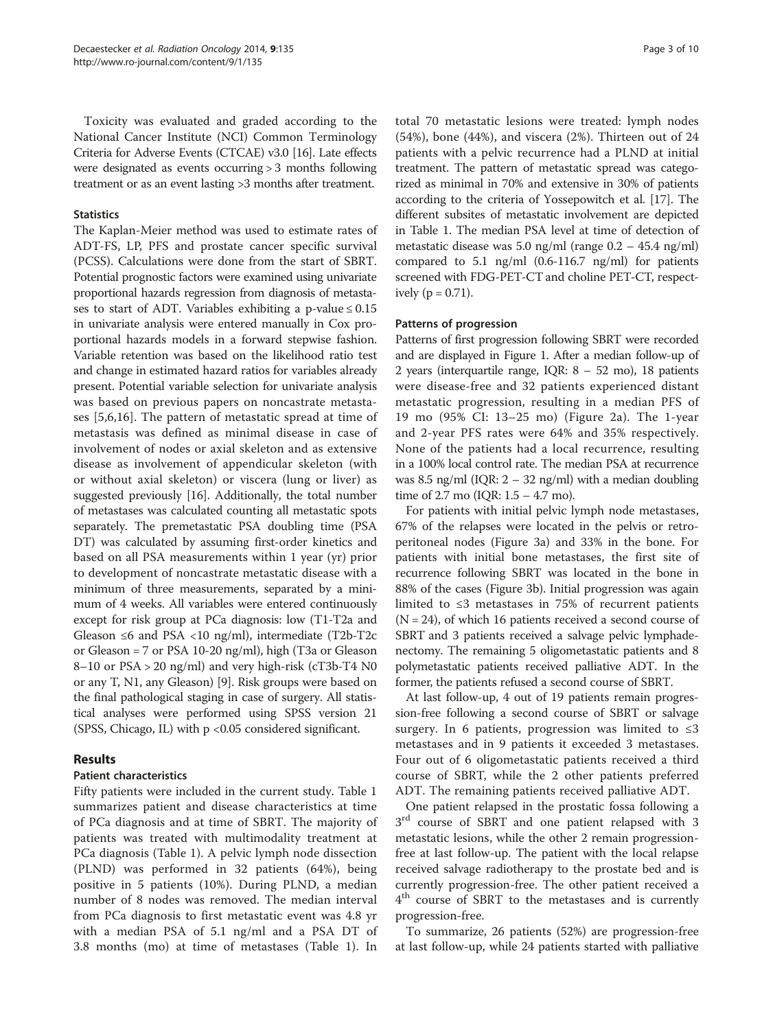Toxicity was evaluated and graded according to the National Cancer Institute (NCI) Common Terminology Criteria for Adverse Events (CTCAE) v3.0 [16]. Late effects were designated as events occurring > 3 months following treatment or as an event lasting >3 months after treatment.

### Statistics

The Kaplan-Meier method was used to estimate rates of ADT-FS, LP, PFS and prostate cancer specific survival (PCSS). Calculations were done from the start of SBRT. Potential prognostic factors were examined using univariate proportional hazards regression from diagnosis of metastases to start of ADT. Variables exhibiting a p-value ≤ 0.15 in univariate analysis were entered manually in Cox proportional hazards models in a forward stepwise fashion. Variable retention was based on the likelihood ratio test and change in estimated hazard ratios for variables already present. Potential variable selection for univariate analysis was based on previous papers on noncastrate metastases [5,6,16]. The pattern of metastatic spread at time of metastasis was defined as minimal disease in case of involvement of nodes or axial skeleton and as extensive disease as involvement of appendicular skeleton (with or without axial skeleton) or viscera (lung or liver) as suggested previously [16]. Additionally, the total number of metastases was calculated counting all metastatic spots separately. The premetastatic PSA doubling time (PSA DT) was calculated by assuming first-order kinetics and based on all PSA measurements within 1 year (yr) prior to development of noncastrate metastatic disease with a minimum of three measurements, separated by a minimum of 4 weeks. All variables were entered continuously except for risk group at PCa diagnosis: low (T1-T2a and Gleason ≤6 and PSA <10 ng/ml), intermediate (T2b-T2c or Gleason = 7 or PSA 10-20 ng/ml), high (T3a or Gleason 8–10 or PSA > 20 ng/ml) and very high-risk (cT3b-T4 N0 or any T, N1, any Gleason) [9]. Risk groups were based on the final pathological staging in case of surgery. All statistical analyses were performed using SPSS version 21 (SPSS, Chicago, IL) with p <0.05 considered significant.

## Results

### Patient characteristics

Fifty patients were included in the current study. Table 1 summarizes patient and disease characteristics at time of PCa diagnosis and at time of SBRT. The majority of patients was treated with multimodality treatment at PCa diagnosis (Table 1). A pelvic lymph node dissection (PLND) was performed in 32 patients (64%), being positive in 5 patients (10%). During PLND, a median number of 8 nodes was removed. The median interval from PCa diagnosis to first metastatic event was 4.8 yr with a median PSA of 5.1 ng/ml and a PSA DT of 3.8 months (mo) at time of metastases (Table 1). In total 70 metastatic lesions were treated: lymph nodes (54%), bone (44%), and viscera (2%). Thirteen out of 24 patients with a pelvic recurrence had a PLND at initial treatment. The pattern of metastatic spread was categorized as minimal in 70% and extensive in 30% of patients according to the criteria of Yossepowitch et al. [17]. The different subsites of metastatic involvement are depicted in Table 1. The median PSA level at time of detection of metastatic disease was 5.0 ng/ml (range 0.2 – 45.4 ng/ml) compared to 5.1 ng/ml (0.6-116.7 ng/ml) for patients screened with FDG-PET-CT and choline PET-CT, respectively (p = 0.71).

### Patterns of progression

Patterns of first progression following SBRT were recorded and are displayed in Figure 1. After a median follow-up of 2 years (interquartile range, IQR: 8 – 52 mo), 18 patients were disease-free and 32 patients experienced distant metastatic progression, resulting in a median PFS of 19 mo (95% CI: 13–25 mo) (Figure 2a). The 1-year and 2-year PFS rates were 64% and 35% respectively. None of the patients had a local recurrence, resulting in a 100% local control rate. The median PSA at recurrence was 8.5 ng/ml (IQR: 2 – 32 ng/ml) with a median doubling time of 2.7 mo (IQR: 1.5 – 4.7 mo).

For patients with initial pelvic lymph node metastases, 67% of the relapses were located in the pelvis or retroperitoneal nodes (Figure 3a) and 33% in the bone. For patients with initial bone metastases, the first site of recurrence following SBRT was located in the bone in 88% of the cases (Figure 3b). Initial progression was again limited to ≤3 metastases in 75% of recurrent patients (N = 24), of which 16 patients received a second course of SBRT and 3 patients received a salvage pelvic lymphadenectomy. The remaining 5 oligometastatic patients and 8 polymetastatic patients received palliative ADT. In the former, the patients refused a second course of SBRT.

At last follow-up, 4 out of 19 patients remain progression-free following a second course of SBRT or salvage surgery. In 6 patients, progression was limited to ≤3 metastases and in 9 patients it exceeded 3 metastases. Four out of 6 oligometastatic patients received a third course of SBRT, while the 2 other patients preferred ADT. The remaining patients received palliative ADT.

One patient relapsed in the prostatic fossa following a 3rd course of SBRT and one patient relapsed with 3 metastatic lesions, while the other 2 remain progression-free at last follow-up. The patient with the local relapse received salvage radiotherapy to the prostate bed and is currently progression-free. The other patient received a 4th course of SBRT to the metastases and is currently progression-free.

To summarize, 26 patients (52%) are progression-free at last follow-up, while 24 patients started with palliative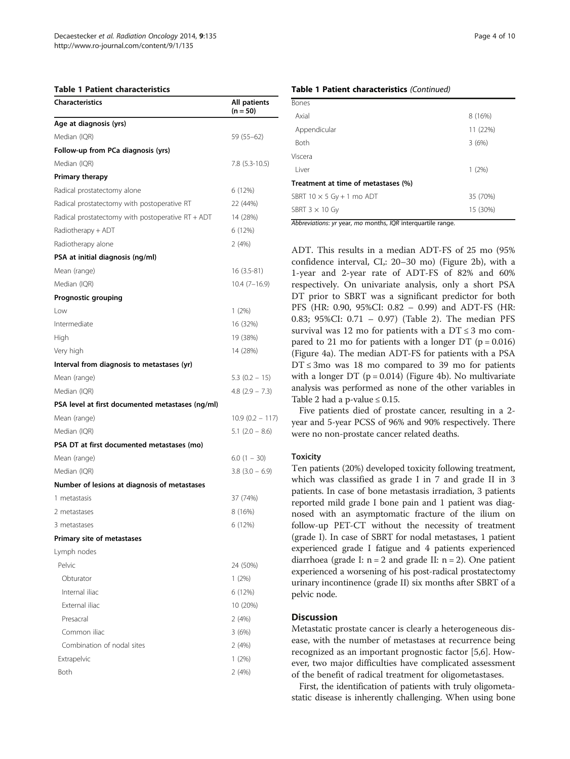**Table 1 Patient characteristics**

| Characteristics | All patients (n = 50) |
|---|---|
| **Age at diagnosis (yrs)** | |
| Median (IQR) | 59 (55–62) |
| **Follow-up from PCa diagnosis (yrs)** | |
| Median (IQR) | 7.8 (5.3-10.5) |
| **Primary therapy** | |
| Radical prostatectomy alone | 6 (12%) |
| Radical prostatectomy with postoperative RT | 22 (44%) |
| Radical prostatectomy with postoperative RT + ADT | 14 (28%) |
| Radiotherapy + ADT | 6 (12%) |
| Radiotherapy alone | 2 (4%) |
| **PSA at initial diagnosis (ng/ml)** | |
| Mean (range) | 16 (3.5-81) |
| Median (IQR) | 10.4 (7–16.9) |
| **Prognostic grouping** | |
| Low | 1 (2%) |
| Intermediate | 16 (32%) |
| High | 19 (38%) |
| Very high | 14 (28%) |
| **Interval from diagnosis to metastases (yr)** | |
| Mean (range) | 5.3 (0.2 – 15) |
| Median (IQR) | 4.8 (2.9 – 7.3) |
| **PSA level at first documented metastases (ng/ml)** | |
| Mean (range) | 10.9 (0.2 – 117) |
| Median (IQR) | 5.1 (2.0 – 8.6) |
| **PSA DT at first documented metastases (mo)** | |
| Mean (range) | 6.0 (1 – 30) |
| Median (IQR) | 3.8 (3.0 – 6.9) |
| **Number of lesions at diagnosis of metastases** | |
| 1 metastasis | 37 (74%) |
| 2 metastases | 8 (16%) |
| 3 metastases | 6 (12%) |
| **Primary site of metastases** | |
| Lymph nodes | |
| Pelvic | 24 (50%) |
| Obturator | 1 (2%) |
| Internal iliac | 6 (12%) |
| External iliac | 10 (20%) |
| Presacral | 2 (4%) |
| Common iliac | 3 (6%) |
| Combination of nodal sites | 2 (4%) |
| Extrapelvic | 1 (2%) |
| Both | 2 (4%) |
| Bones | |
| Axial | 8 (16%) |
| Appendicular | 11 (22%) |
| Both | 3 (6%) |
| Viscera | |
| Liver | 1 (2%) |
| **Treatment at time of metastases (%)** | |
| SBRT 10 × 5 Gy + 1 mo ADT | 35 (70%) |
| SBRT 3 × 10 Gy | 15 (30%) |

*Abbreviations*: *yr* year, *mo* months, *IQR* interquartile range.

ADT. This results in a median ADT-FS of 25 mo (95% confidence interval, CI,: 20–30 mo) (Figure 2b), with a 1-year and 2-year rate of ADT-FS of 82% and 60% respectively. On univariate analysis, only a short PSA DT prior to SBRT was a significant predictor for both PFS (HR: 0.90, 95%CI: 0.82 – 0.99) and ADT-FS (HR: 0.83; 95%CI: 0.71 – 0.97) (Table 2). The median PFS survival was 12 mo for patients with a DT ≤ 3 mo compared to 21 mo for patients with a longer DT ($p = 0.016$) (Figure 4a). The median ADT-FS for patients with a PSA DT ≤ 3mo was 18 mo compared to 39 mo for patients with a longer DT ($p = 0.014$) (Figure 4b). No multivariate analysis was performed as none of the other variables in Table 2 had a p-value ≤ 0.15.

Five patients died of prostate cancer, resulting in a 2-year and 5-year PCSS of 96% and 90% respectively. There were no non-prostate cancer related deaths.

### Toxicity

Ten patients (20%) developed toxicity following treatment, which was classified as grade I in 7 and grade II in 3 patients. In case of bone metastasis irradiation, 3 patients reported mild grade I bone pain and 1 patient was diagnosed with an asymptomatic fracture of the ilium on follow-up PET-CT without the necessity of treatment (grade I). In case of SBRT for nodal metastases, 1 patient experienced grade I fatigue and 4 patients experienced diarrhoea (grade I: n = 2 and grade II: n = 2). One patient experienced a worsening of his post-radical prostatectomy urinary incontinence (grade II) six months after SBRT of a pelvic node.

## Discussion

Metastatic prostate cancer is clearly a heterogeneous disease, with the number of metastases at recurrence being recognized as an important prognostic factor [5,6]. However, two major difficulties have complicated assessment of the benefit of radical treatment for oligometastases.

First, the identification of patients with truly oligometastatic disease is inherently challenging. When using bone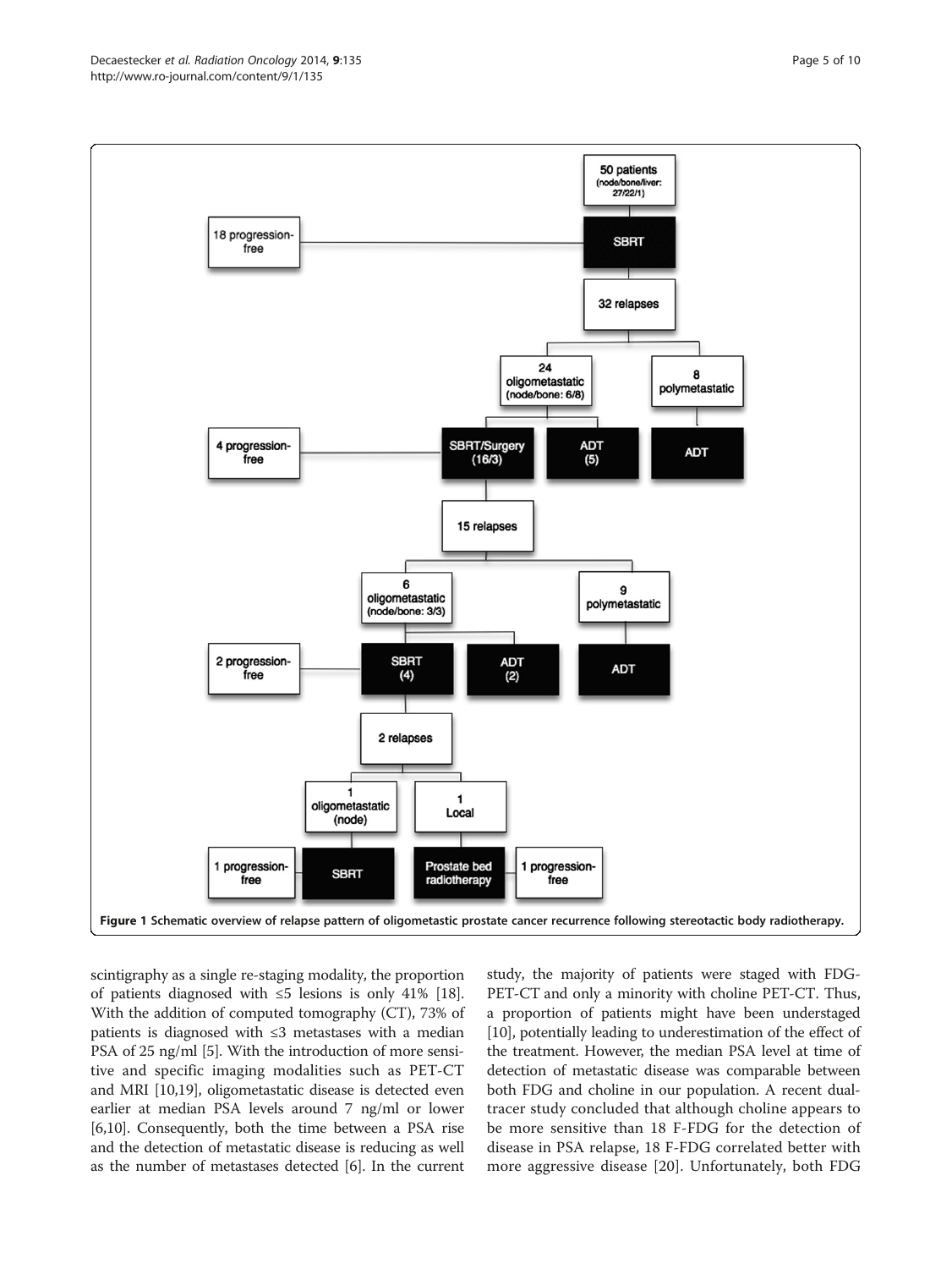**Figure 1 Schematic overview of relapse pattern of oligometastic prostate cancer recurrence following stereotactic body radiotherapy.**

scintigraphy as a single re-staging modality, the proportion of patients diagnosed with ≤5 lesions is only 41% [18]. With the addition of computed tomography (CT), 73% of patients is diagnosed with ≤3 metastases with a median PSA of 25 ng/ml [5]. With the introduction of more sensitive and specific imaging modalities such as PET-CT and MRI [10,19], oligometastatic disease is detected even earlier at median PSA levels around 7 ng/ml or lower [6,10]. Consequently, both the time between a PSA rise and the detection of metastatic disease is reducing as well as the number of metastases detected [6]. In the current study, the majority of patients were staged with FDG-PET-CT and only a minority with choline PET-CT. Thus, a proportion of patients might have been understaged [10], potentially leading to underestimation of the effect of the treatment. However, the median PSA level at time of detection of metastatic disease was comparable between both FDG and choline in our population. A recent dual-tracer study concluded that although choline appears to be more sensitive than 18 F-FDG for the detection of disease in PSA relapse, 18 F-FDG correlated better with more aggressive disease [20]. Unfortunately, both FDG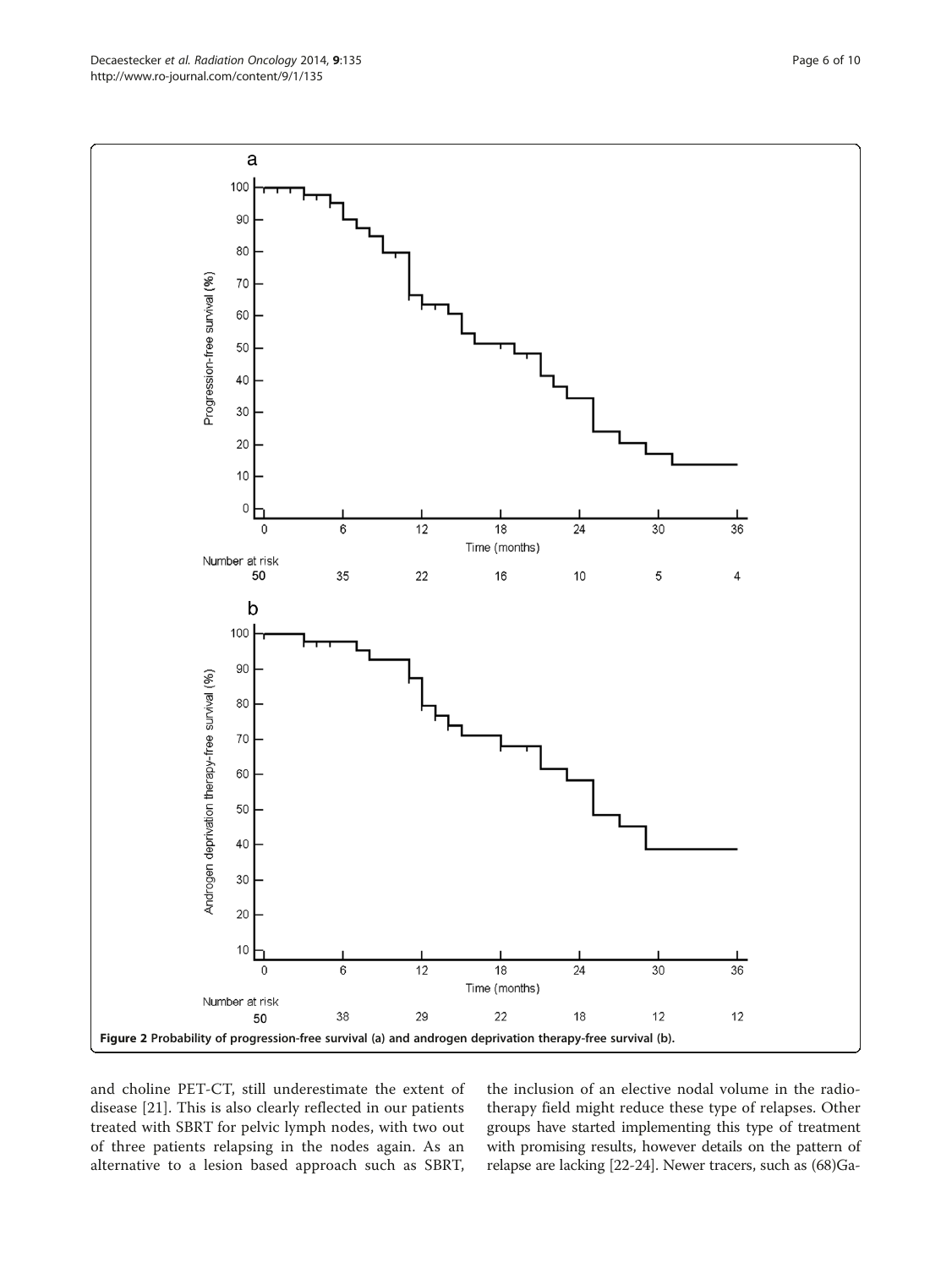Figure 2 Probability of progression-free survival (a) and androgen deprivation therapy-free survival (b).

and choline PET-CT, still underestimate the extent of disease [21]. This is also clearly reflected in our patients treated with SBRT for pelvic lymph nodes, with two out of three patients relapsing in the nodes again. As an alternative to a lesion based approach such as SBRT, the inclusion of an elective nodal volume in the radiotherapy field might reduce these type of relapses. Other groups have started implementing this type of treatment with promising results, however details on the pattern of relapse are lacking [22-24]. Newer tracers, such as (68)Ga-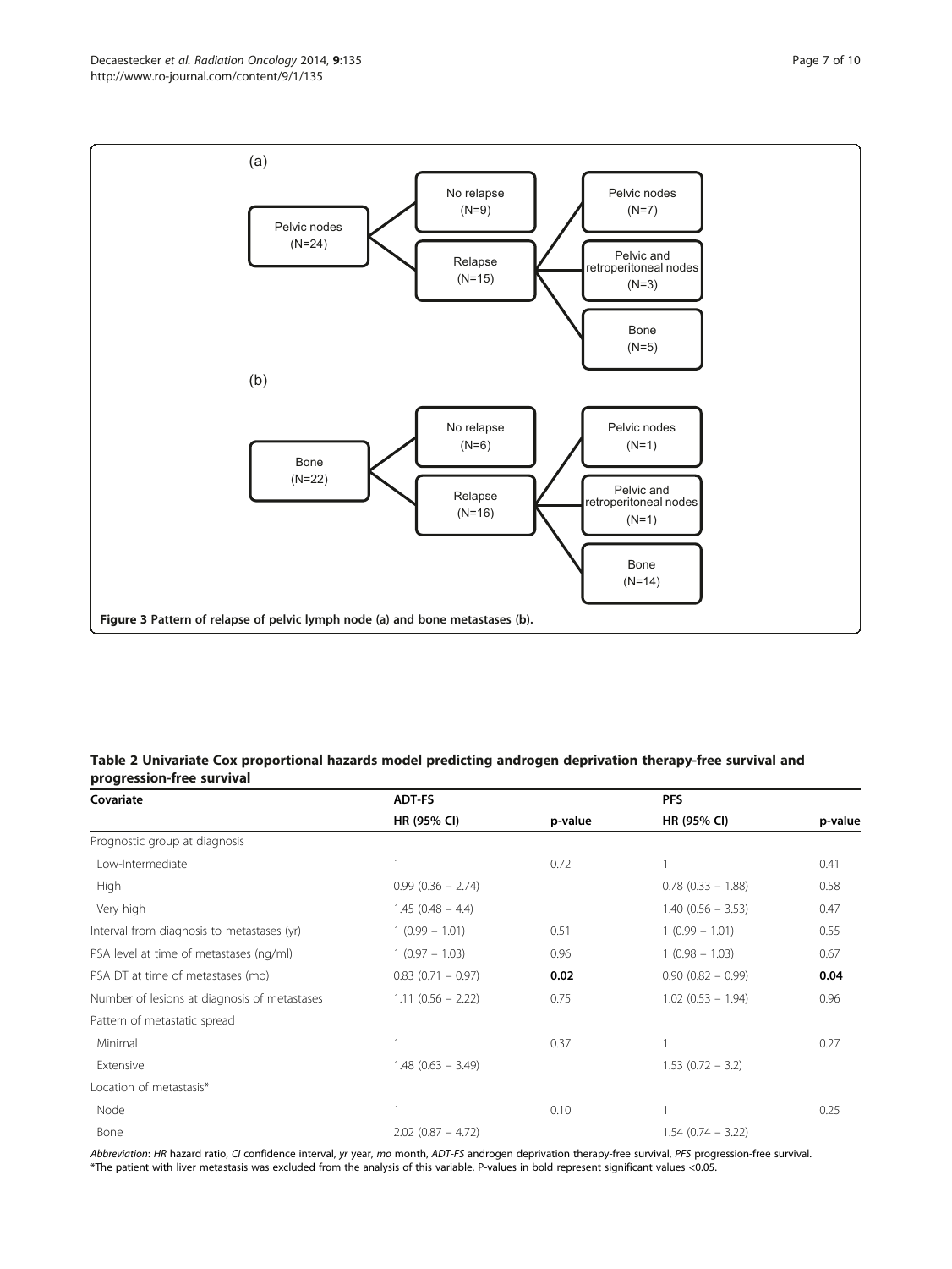**Figure 3 Pattern of relapse of pelvic lymph node (a) and bone metastases (b).**

**Table 2 Univariate Cox proportional hazards model predicting androgen deprivation therapy-free survival and progression-free survival**

| Covariate | ADT-FS | | PFS | |
|---|---|---|---|---|
| | HR (95% CI) | p-value | HR (95% CI) | p-value |
| Prognostic group at diagnosis | | | | |
| Low-Intermediate | 1 | 0.72 | 1 | 0.41 |
| High | 0.99 (0.36 – 2.74) | | 0.78 (0.33 – 1.88) | 0.58 |
| Very high | 1.45 (0.48 – 4.4) | | 1.40 (0.56 – 3.53) | 0.47 |
| Interval from diagnosis to metastases (yr) | 1 (0.99 – 1.01) | 0.51 | 1 (0.99 – 1.01) | 0.55 |
| PSA level at time of metastases (ng/ml) | 1 (0.97 – 1.03) | 0.96 | 1 (0.98 – 1.03) | 0.67 |
| PSA DT at time of metastases (mo) | 0.83 (0.71 – 0.97) | **0.02** | 0.90 (0.82 – 0.99) | **0.04** |
| Number of lesions at diagnosis of metastases | 1.11 (0.56 – 2.22) | 0.75 | 1.02 (0.53 – 1.94) | 0.96 |
| Pattern of metastatic spread | | | | |
| Minimal | 1 | 0.37 | 1 | 0.27 |
| Extensive | 1.48 (0.63 – 3.49) | | 1.53 (0.72 – 3.2) | |
| Location of metastasis* | | | | |
| Node | 1 | 0.10 | 1 | 0.25 |
| Bone | 2.02 (0.87 – 4.72) | | 1.54 (0.74 – 3.22) | |

*Abbreviation*: *HR* hazard ratio, *CI* confidence interval, *yr* year, *mo* month, *ADT-FS* androgen deprivation therapy-free survival, *PFS* progression-free survival.
*The patient with liver metastasis was excluded from the analysis of this variable. P-values in bold represent significant values <0.05.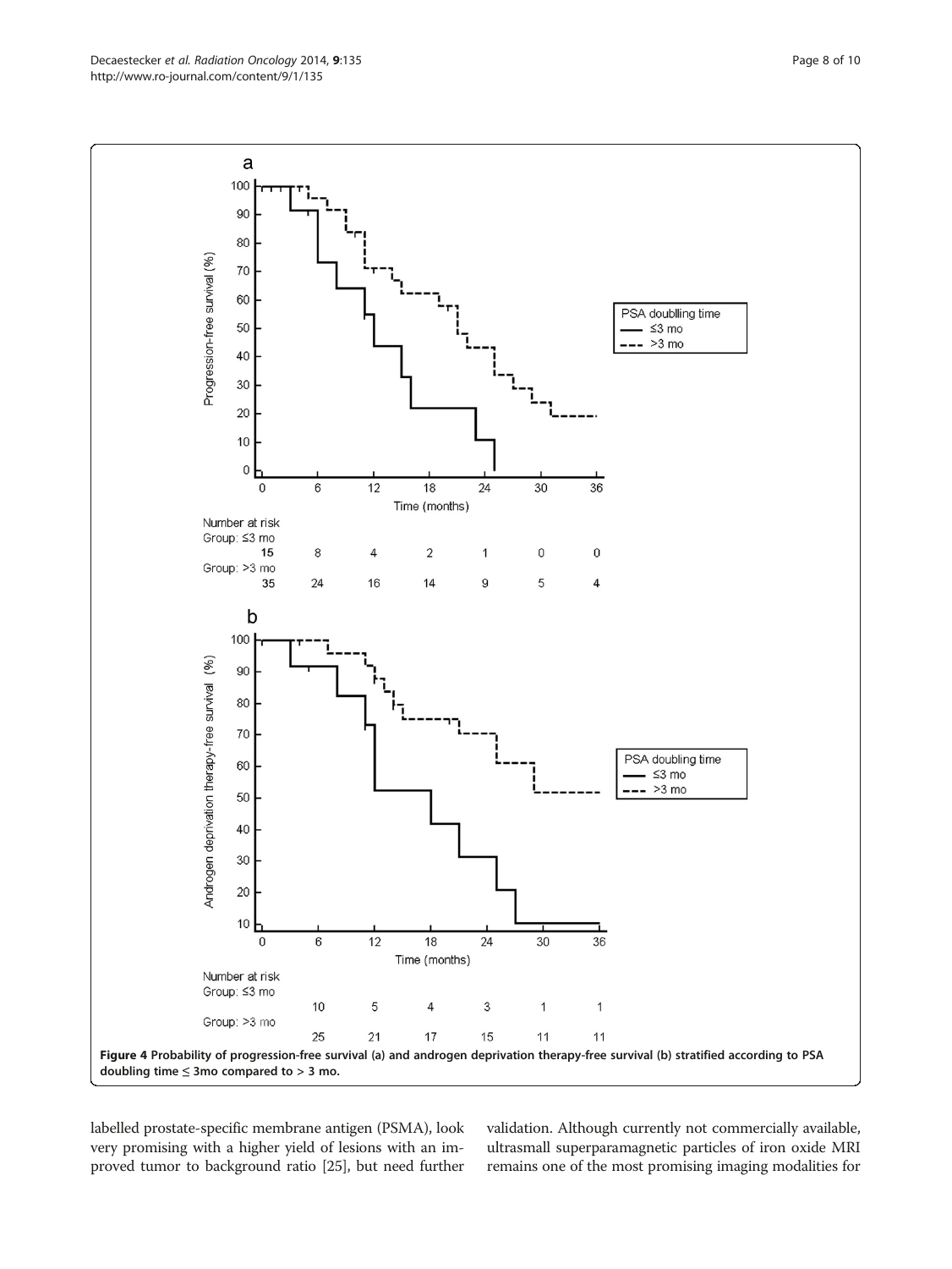Figure 4 Probability of progression-free survival (a) and androgen deprivation therapy-free survival (b) stratified according to PSA doubling time ≤ 3mo compared to > 3 mo.

labelled prostate-specific membrane antigen (PSMA), look very promising with a higher yield of lesions with an improved tumor to background ratio [25], but need further validation. Although currently not commercially available, ultrasmall superparamagnetic particles of iron oxide MRI remains one of the most promising imaging modalities for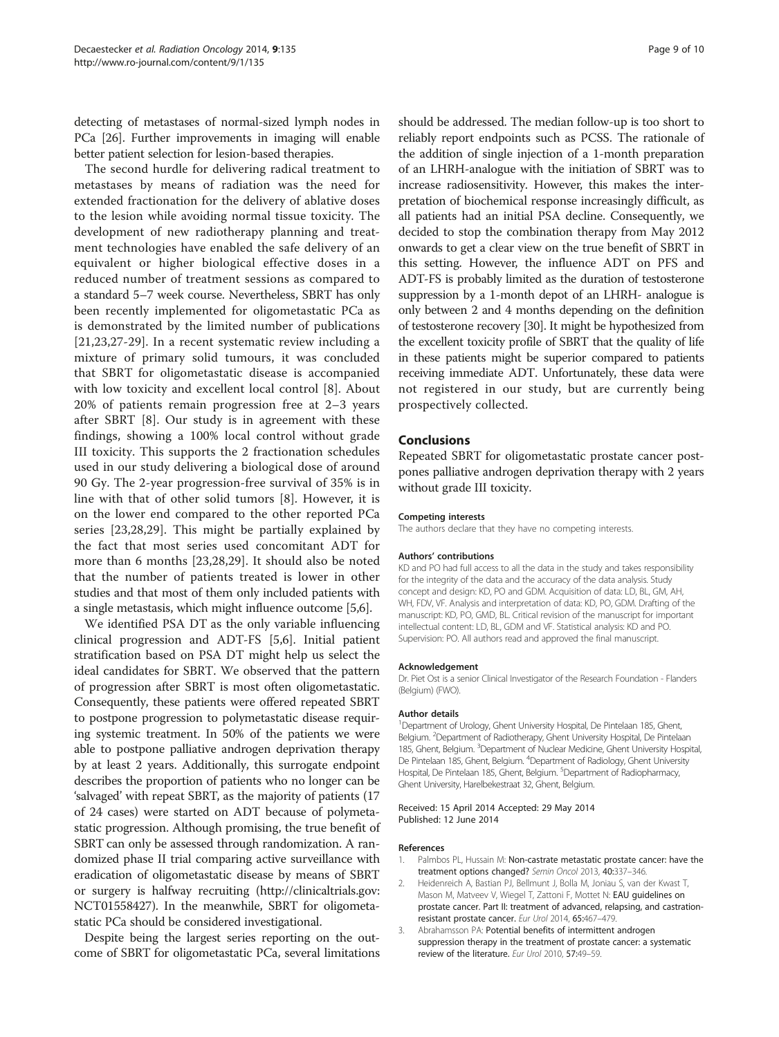detecting of metastases of normal-sized lymph nodes in PCa [26]. Further improvements in imaging will enable better patient selection for lesion-based therapies.

The second hurdle for delivering radical treatment to metastases by means of radiation was the need for extended fractionation for the delivery of ablative doses to the lesion while avoiding normal tissue toxicity. The development of new radiotherapy planning and treatment technologies have enabled the safe delivery of an equivalent or higher biological effective doses in a reduced number of treatment sessions as compared to a standard 5–7 week course. Nevertheless, SBRT has only been recently implemented for oligometastatic PCa as is demonstrated by the limited number of publications [21,23,27-29]. In a recent systematic review including a mixture of primary solid tumours, it was concluded that SBRT for oligometastatic disease is accompanied with low toxicity and excellent local control [8]. About 20% of patients remain progression free at 2–3 years after SBRT [8]. Our study is in agreement with these findings, showing a 100% local control without grade III toxicity. This supports the 2 fractionation schedules used in our study delivering a biological dose of around 90 Gy. The 2-year progression-free survival of 35% is in line with that of other solid tumors [8]. However, it is on the lower end compared to the other reported PCa series [23,28,29]. This might be partially explained by the fact that most series used concomitant ADT for more than 6 months [23,28,29]. It should also be noted that the number of patients treated is lower in other studies and that most of them only included patients with a single metastasis, which might influence outcome [5,6].

We identified PSA DT as the only variable influencing clinical progression and ADT-FS [5,6]. Initial patient stratification based on PSA DT might help us select the ideal candidates for SBRT. We observed that the pattern of progression after SBRT is most often oligometastatic. Consequently, these patients were offered repeated SBRT to postpone progression to polymetastatic disease requiring systemic treatment. In 50% of the patients we were able to postpone palliative androgen deprivation therapy by at least 2 years. Additionally, this surrogate endpoint describes the proportion of patients who no longer can be 'salvaged' with repeat SBRT, as the majority of patients (17 of 24 cases) were started on ADT because of polymetastatic progression. Although promising, the true benefit of SBRT can only be assessed through randomization. A randomized phase II trial comparing active surveillance with eradication of oligometastatic disease by means of SBRT or surgery is halfway recruiting (http://clinicaltrials.gov: NCT01558427). In the meanwhile, SBRT for oligometastatic PCa should be considered investigational.

Despite being the largest series reporting on the outcome of SBRT for oligometastatic PCa, several limitations should be addressed. The median follow-up is too short to reliably report endpoints such as PCSS. The rationale of the addition of single injection of a 1-month preparation of an LHRH-analogue with the initiation of SBRT was to increase radiosensitivity. However, this makes the interpretation of biochemical response increasingly difficult, as all patients had an initial PSA decline. Consequently, we decided to stop the combination therapy from May 2012 onwards to get a clear view on the true benefit of SBRT in this setting. However, the influence ADT on PFS and ADT-FS is probably limited as the duration of testosterone suppression by a 1-month depot of an LHRH- analogue is only between 2 and 4 months depending on the definition of testosterone recovery [30]. It might be hypothesized from the excellent toxicity profile of SBRT that the quality of life in these patients might be superior compared to patients receiving immediate ADT. Unfortunately, these data were not registered in our study, but are currently being prospectively collected.

## Conclusions

Repeated SBRT for oligometastatic prostate cancer postpones palliative androgen deprivation therapy with 2 years without grade III toxicity.

#### Competing interests

The authors declare that they have no competing interests.

#### Authors' contributions

KD and PO had full access to all the data in the study and takes responsibility for the integrity of the data and the accuracy of the data analysis. Study concept and design: KD, PO and GDM. Acquisition of data: LD, BL, GM, AH, WH, FDV, VF. Analysis and interpretation of data: KD, PO, GDM. Drafting of the manuscript: KD, PO, GMD, BL. Critical revision of the manuscript for important intellectual content: LD, BL, GDM and VF. Statistical analysis: KD and PO. Supervision: PO. All authors read and approved the final manuscript.

#### Acknowledgement

Dr. Piet Ost is a senior Clinical Investigator of the Research Foundation - Flanders (Belgium) (FWO).

#### Author details

[1]Department of Urology, Ghent University Hospital, De Pintelaan 185, Ghent, Belgium. [2]Department of Radiotherapy, Ghent University Hospital, De Pintelaan 185, Ghent, Belgium. [3]Department of Nuclear Medicine, Ghent University Hospital, De Pintelaan 185, Ghent, Belgium. [4]Department of Radiology, Ghent University Hospital, De Pintelaan 185, Ghent, Belgium. [5]Department of Radiopharmacy, Ghent University, Harelbekestraat 32, Ghent, Belgium.

Received: 15 April 2014 Accepted: 29 May 2014
Published: 12 June 2014

#### References

1. Palmbos PL, Hussain M: **Non-castrate metastatic prostate cancer: have the treatment options changed?** *Semin Oncol* 2013, **40**:337–346.
2. Heidenreich A, Bastian PJ, Bellmunt J, Bolla M, Joniau S, van der Kwast T, Mason M, Matveev V, Wiegel T, Zattoni F, Mottet N: **EAU guidelines on prostate cancer. Part II: treatment of advanced, relapsing, and castration-resistant prostate cancer.** *Eur Urol* 2014, **65**:467–479.
3. Abrahamsson PA: **Potential benefits of intermittent androgen suppression therapy in the treatment of prostate cancer: a systematic review of the literature.** *Eur Urol* 2010, **57**:49–59.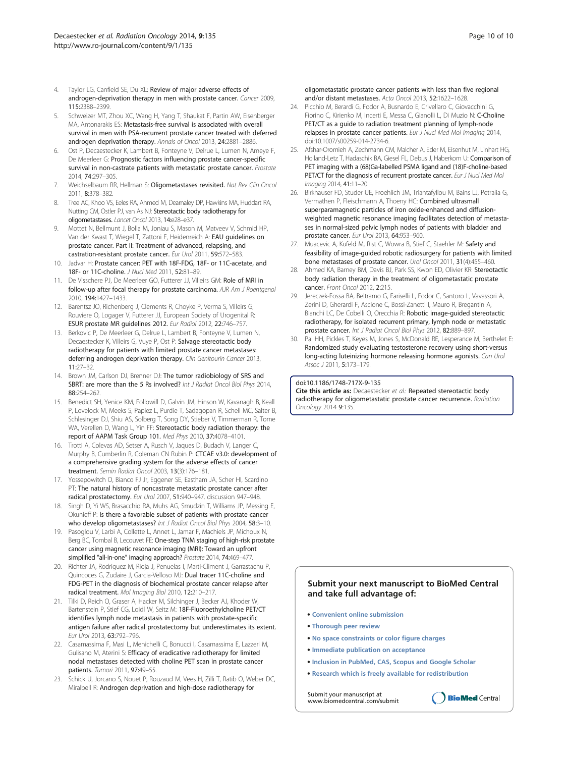4. Taylor LG, Canfield SE, Du XL: **Review of major adverse effects of androgen-deprivation therapy in men with prostate cancer.** *Cancer* 2009, **115:**2388–2399.
5. Schweizer MT, Zhou XC, Wang H, Yang T, Shaukat F, Partin AW, Eisenberger MA, Antonarakis ES: **Metastasis-free survival is associated with overall survival in men with PSA-recurrent prostate cancer treated with deferred androgen deprivation therapy.** *Annals of Oncol* 2013, **24:**2881–2886.
6. Ost P, Decaestecker K, Lambert B, Fonteyne V, Delrue L, Lumen N, Ameye F, De Meerleer G: **Prognostic factors influencing prostate cancer-specific survival in non-castrate patients with metastatic prostate cancer.** *Prostate* 2014, **74:**297–305.
7. Weichselbaum RR, Hellman S: **Oligometastases revisited.** *Nat Rev Clin Oncol* 2011, **8:**378–382.
8. Tree AC, Khoo VS, Eeles RA, Ahmed M, Dearnaley DP, Hawkins MA, Huddart RA, Nutting CM, Ostler PJ, van As NJ: **Stereotactic body radiotherapy for oligometastases.** *Lancet Oncol* 2013, **14:**e28–e37.
9. Mottet N, Bellmunt J, Bolla M, Joniau S, Mason M, Matveev V, Schmid HP, Van der Kwast T, Wiegel T, Zattoni F, Heidenreich A: **EAU guidelines on prostate cancer. Part II: Treatment of advanced, relapsing, and castration-resistant prostate cancer.** *Eur Urol* 2011, **59:**572–583.
10. Jadvar H: **Prostate cancer: PET with 18F-FDG, 18F- or 11C-acetate, and 18F- or 11C-choline.** *J Nucl Med* 2011, **52:**81–89.
11. De Visschere PJ, De Meerleer GO, Futterer JJ, Villeirs GM: **Role of MRI in follow-up after focal therapy for prostate carcinoma.** *AJR Am J Roentgenol* 2010, **194:**1427–1433.
12. Barentsz JO, Richenberg J, Clements R, Choyke P, Verma S, Villeirs G, Rouviere O, Logager V, Futterer JJ, European Society of Urogenital R: **ESUR prostate MR guidelines 2012.** *Eur Radiol* 2012, **22:**746–757.
13. Berkovic P, De Meerleer G, Delrue L, Lambert B, Fonteyne V, Lumen N, Decaestecker K, Villeirs G, Vuye P, Ost P: **Salvage stereotactic body radiotherapy for patients with limited prostate cancer metastases: deferring androgen deprivation therapy.** *Clin Genitourin Cancer* 2013, **11:**27–32.
14. Brown JM, Carlson DJ, Brenner DJ: **The tumor radiobiology of SRS and SBRT: are more than the 5 Rs involved?** *Int J Radiat Oncol Biol Phys* 2014, **88:**254–262.
15. Benedict SH, Yenice KM, Followill D, Galvin JM, Hinson W, Kavanagh B, Keall P, Lovelock M, Meeks S, Papiez L, Purdie T, Sadagopan R, Schell MC, Salter B, Schlesinger DJ, Shiu AS, Solberg T, Song DY, Stieber V, Timmerman R, Tome WA, Verellen D, Wang L, Yin FF: **Stereotactic body radiation therapy: the report of AAPM Task Group 101.** *Med Phys* 2010, **37:**4078–4101.
16. Trotti A, Colevas AD, Setser A, Rusch V, Jaques D, Budach V, Langer C, Murphy B, Cumberlin R, Coleman CN Rubin P: **CTCAE v3.0: development of a comprehensive grading system for the adverse effects of cancer treatment.** *Semin Radiat Oncol* 2003, **13**(3):176–181.
17. Yossepowitch O, Bianco FJ Jr, Eggener SE, Eastham JA, Scher HI, Scardino PT: **The natural history of noncastrate metastatic prostate cancer after radical prostatectomy.** *Eur Urol* 2007, **51:**940–947. discussion 947–948.
18. Singh D, Yi WS, Brasacchio RA, Muhs AG, Smudzin T, Williams JP, Messing E, Okunieff P: **Is there a favorable subset of patients with prostate cancer who develop oligometastases?** *Int J Radiat Oncol Biol Phys* 2004, **58:**3–10.
19. Pasoglou V, Larbi A, Collette L, Annet L, Jamar F, Machiels JP, Michoux N, Berg BC, Tombal B, Lecouvet FE: **One-step TNM staging of high-risk prostate cancer using magnetic resonance imaging (MRI): Toward an upfront simplified "all-in-one" imaging approach?** *Prostate* 2014, **74:**469–477.
20. Richter JA, Rodriguez M, Rioja J, Penuelas I, Marti-Climent J, Garrastachu P, Quincoces G, Zudaire J, Garcia-Velloso MJ: **Dual tracer 11C-choline and FDG-PET in the diagnosis of biochemical prostate cancer relapse after radical treatment.** *Mol Imaging Biol* 2010, **12:**210–217.
21. Tilki D, Reich O, Graser A, Hacker M, Silchinger J, Becker AJ, Khoder W, Bartenstein P, Stief CG, Loidl W, Seitz M: **18F-Fluoroethylcholine PET/CT identifies lymph node metastasis in patients with prostate-specific antigen failure after radical prostatectomy but underestimates its extent.** *Eur Urol* 2013, **63:**792–796.
22. Casamassima F, Masi L, Menichelli C, Bonucci I, Casamassima E, Lazzeri M, Gulisano M, Aterini S: **Efficacy of eradicative radiotherapy for limited nodal metastases detected with choline PET scan in prostate cancer patients.** *Tumori* 2011, **97:**49–55.
23. Schick U, Jorcano S, Nouet P, Rouzaud M, Vees H, Zilli T, Ratib O, Weber DC, Miralbell R: **Androgen deprivation and high-dose radiotherapy for oligometastatic prostate cancer patients with less than five regional and/or distant metastases.** *Acta Oncol* 2013, **52:**1622–1628.
24. Picchio M, Berardi G, Fodor A, Busnardo E, Crivellaro C, Giovacchini G, Fiorino C, Kirienko M, Incerti E, Messa C, Gianolli L, Di Muzio N: **C-Choline PET/CT as a guide to radiation treatment planning of lymph-node relapses in prostate cancer patients.** *Eur J Nucl Med Mol Imaging* 2014, doi:10.1007/s00259-014-2734-6.
25. Afshar-Oromieh A, Zechmann CM, Malcher A, Eder M, Eisenhut M, Linhart HG, Holland-Letz T, Hadaschik BA, Giesel FL, Debus J, Haberkorn U: **Comparison of PET imaging with a (68)Ga-labelled PSMA ligand and (18)F-choline-based PET/CT for the diagnosis of recurrent prostate cancer.** *Eur J Nucl Med Mol Imaging* 2014, **41:**11–20.
26. Birkhauser FD, Studer UE, Froehlich JM, Triantafyllou M, Bains LJ, Petralia G, Vermathen P, Fleischmann A, Thoeny HC: **Combined ultrasmall superparamagnetic particles of iron oxide-enhanced and diffusion-weighted magnetic resonance imaging facilitates detection of metastases in normal-sized pelvic lymph nodes of patients with bladder and prostate cancer.** *Eur Urol* 2013, **64:**953–960.
27. Muacevic A, Kufeld M, Rist C, Wowra B, Stief C, Staehler M: **Safety and feasibility of image-guided robotic radiosurgery for patients with limited bone metastases of prostate cancer.** *Urol Oncol* 2011, **31**(4):455–460.
28. Ahmed KA, Barney BM, Davis BJ, Park SS, Kwon ED, Olivier KR: **Stereotactic body radiation therapy in the treatment of oligometastatic prostate cancer.** *Front Oncol* 2012, **2:**215.
29. Jereczek-Fossa BA, Beltramo G, Fariselli L, Fodor C, Santoro L, Vavassori A, Zerini D, Gherardi F, Ascione C, Bossi-Zanetti I, Mauro R, Bregantin A, Bianchi LC, De Cobelli O, Orecchia R: **Robotic image-guided stereotactic radiotherapy, for isolated recurrent primary, lymph node or metastatic prostate cancer.** *Int J Radiat Oncol Biol Phys* 2012, **82:**889–897.
30. Pai HH, Pickles T, Keyes M, Jones S, McDonald RE, Lesperance M, Berthelet E: **Randomized study evaluating testosterone recovery using short-versus long-acting luteinizing hormone releasing hormone agonists.** *Can Urol Assoc J* 2011, **5:**173–179.

doi:10.1186/1748-717X-9-135
**Cite this article as:** Decaestecker *et al.*: Repeated stereotactic body radiotherapy for oligometastatic prostate cancer recurrence. *Radiation Oncology* 2014 **9**:135.

**Submit your next manuscript to BioMed Central and take full advantage of:**

- **Convenient online submission**
- **Thorough peer review**
- **No space constraints or color figure charges**
- **Immediate publication on acceptance**
- **Inclusion in PubMed, CAS, Scopus and Google Scholar**
- **Research which is freely available for redistribution**

Submit your manuscript at
www.biomedcentral.com/submit

BioMed Central